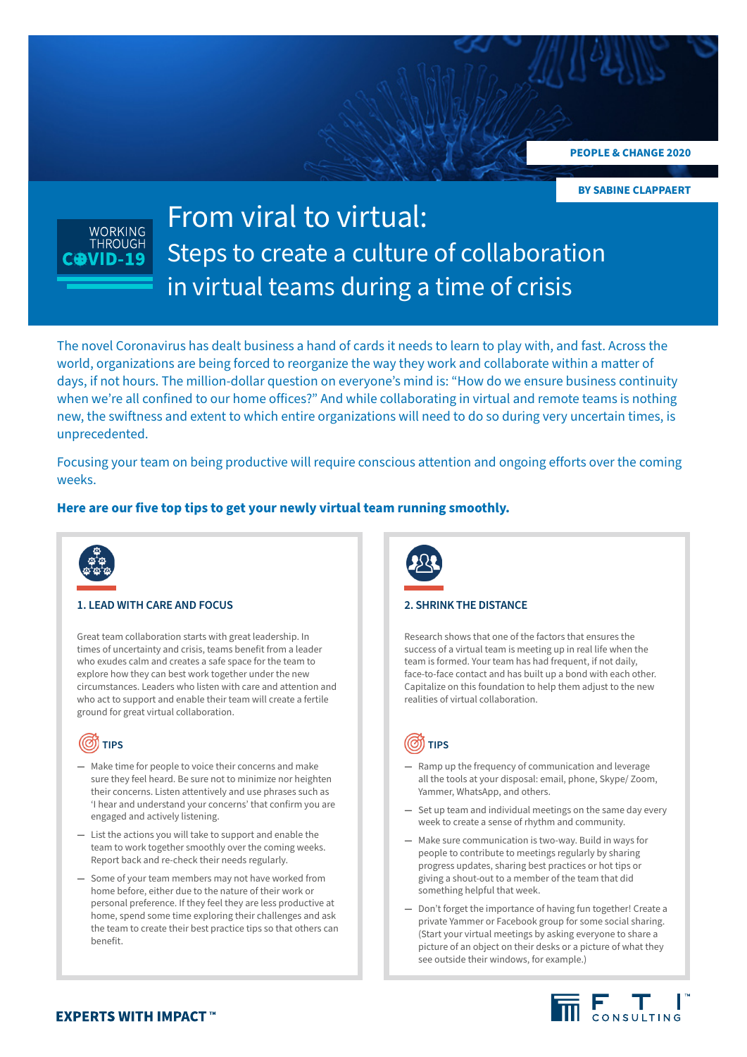PEOPLE & CHANGE 2020

BY SABINE CLAPPAERT

WORKING THROUGH COVID-19

# From viral to virtual:

## Steps to create a culture of collaboration in virtual teams during a time of crisis

The novel Coronavirus has dealt business a hand of cards it needs to learn to play with, and fast. Across the world, organizations are being forced to reorganize the way they work and collaborate within a matter of days, if not hours. The million-dollar question on everyone's mind is: "How do we ensure business continuity when we're all confined to our home offices?" And while collaborating in virtual and remote teams is nothing new, the swiftness and extent to which entire organizations will need to do so during very uncertain times, is unprecedented.

Focusing your team on being productive will require conscious attention and ongoing efforts over the coming weeks.

**Here are our five top tips to get your newly virtual team running smoothly.**

### 1. LEAD WITH CARE AND FOCUS

Great team collaboration starts with great leadership. In times of uncertainty and crisis, teams benefit from a leader who exudes calm and creates a safe space for the team to explore how they can best work together under the new circumstances. Leaders who listen with care and attention and who act to support and enable their team will create a fertile ground for great virtual collaboration.

**TIPS**

- Make time for people to voice their concerns and make sure they feel heard. Be sure not to minimize nor heighten their concerns. Listen attentively and use phrases such as 'I hear and understand your concerns' that confirm you are engaged and actively listening.
- List the actions you will take to support and enable the team to work together smoothly over the coming weeks. Report back and re-check their needs regularly.
- Some of your team members may not have worked from home before, either due to the nature of their work or personal preference. If they feel they are less productive at home, spend some time exploring their challenges and ask the team to create their best practice tips so that others can benefit.

### 2. SHRINK THE DISTANCE

Research shows that one of the factors that ensures the success of a virtual team is meeting up in real life when the team is formed. Your team has had frequent, if not daily, face-to-face contact and has built up a bond with each other. Capitalize on this foundation to help them adjust to the new realities of virtual collaboration.

**TIPS**

- Ramp up the frequency of communication and leverage all the tools at your disposal: email, phone, Skype/ Zoom, Yammer, WhatsApp, and others.
- Set up team and individual meetings on the same day every week to create a sense of rhythm and community.
- Make sure communication is two-way. Build in ways for people to contribute to meetings regularly by sharing progress updates, sharing best practices or hot tips or giving a shout-out to a member of the team that did something helpful that week.
- Don't forget the importance of having fun together! Create a private Yammer or Facebook group for some social sharing. (Start your virtual meetings by asking everyone to share a picture of an object on their desks or a picture of what they see outside their windows, for example.)

EXPERTS WITH IMPACT™

FTI CONSULTING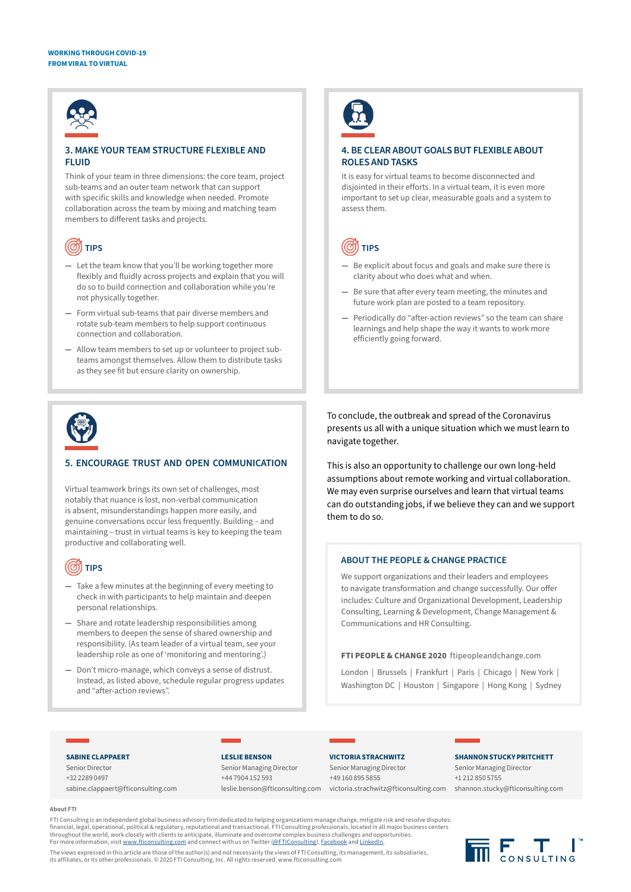## 3. MAKE YOUR TEAM STRUCTURE FLEXIBLE AND FLUID

Think of your team in three dimensions: the core team, project sub-teams and an outer team network that can support with specific skills and knowledge when needed. Promote collaboration across the team by mixing and matching team members to different tasks and projects.

### TIPS

- Let the team know that you'll be working together more flexibly and fluidly across projects and explain that you will do so to build connection and collaboration while you're not physically together.
- Form virtual sub-teams that pair diverse members and rotate sub-team members to help support continuous connection and collaboration.
- Allow team members to set up or volunteer to project sub-teams amongst themselves. Allow them to distribute tasks as they see fit but ensure clarity on ownership.

## 4. BE CLEAR ABOUT GOALS BUT FLEXIBLE ABOUT ROLES AND TASKS

It is easy for virtual teams to become disconnected and disjointed in their efforts. In a virtual team, it is even more important to set up clear, measurable goals and a system to assess them.

### TIPS

- Be explicit about focus and goals and make sure there is clarity about who does what and when.
- Be sure that after every team meeting, the minutes and future work plan are posted to a team repository.
- Periodically do "after-action reviews" so the team can share learnings and help shape the way it wants to work more efficiently going forward.

## 5. ENCOURAGE TRUST AND OPEN COMMUNICATION

Virtual teamwork brings its own set of challenges, most notably that nuance is lost, non-verbal communication is absent, misunderstandings happen more easily, and genuine conversations occur less frequently. Building – and maintaining – trust in virtual teams is key to keeping the team productive and collaborating well.

### TIPS

- Take a few minutes at the beginning of every meeting to check in with participants to help maintain and deepen personal relationships.
- Share and rotate leadership responsibilities among members to deepen the sense of shared ownership and responsibility. (As team leader of a virtual team, see your leadership role as one of 'monitoring and mentoring'.)
- Don't micro-manage, which conveys a sense of distrust. Instead, as listed above, schedule regular progress updates and "after-action reviews".

To conclude, the outbreak and spread of the Coronavirus presents us all with a unique situation which we must learn to navigate together.

This is also an opportunity to challenge our own long-held assumptions about remote working and virtual collaboration. We may even surprise ourselves and learn that virtual teams can do outstanding jobs, if we believe they can and we support them to do so.

## ABOUT THE PEOPLE & CHANGE PRACTICE

We support organizations and their leaders and employees to navigate transformation and change successfully. Our offer includes: Culture and Organizational Development, Leadership Consulting, Learning & Development, Change Management & Communications and HR Consulting.

**FTI PEOPLE & CHANGE 2020** ftipeopleandchange.com

London | Brussels | Frankfurt | Paris | Chicago | New York | Washington DC | Houston | Singapore | Hong Kong | Sydney

**SABINE CLAPPAERT**
Senior Director
+32 2289 0497
sabine.clappaert@fticonsulting.com

**LESLIE BENSON**
Senior Managing Director
+44 7904 152 593
leslie.benson@fticonsulting.com

**VICTORIA STRACHWITZ**
Senior Managing Director
+49 160 895 5855
victoria.strachwitz@fticonsulting.com

**SHANNON STUCKY PRITCHETT**
Senior Managing Director
+1 212 850 5755
shannon.stucky@fticonsulting.com

**About FTI**

FTI Consulting is an independent global business advisory firm dedicated to helping organizations manage change, mitigate risk and resolve disputes: financial, legal, operational, political & regulatory, reputational and transactional. FTI Consulting professionals, located in all major business centers throughout the world, work closely with clients to anticipate, illuminate and overcome complex business challenges and opportunities. For more information, visit www.fticonsulting.com and connect with us on Twitter (@FTIConsulting), Facebook and LinkedIn.

The views expressed in this article are those of the author(s) and not necessarily the views of FTI Consulting, its management, its subsidiaries, its affiliates, or its other professionals. © 2020 FTI Consulting, Inc. All rights reserved. www.fticonsulting.com

FTI CONSULTING